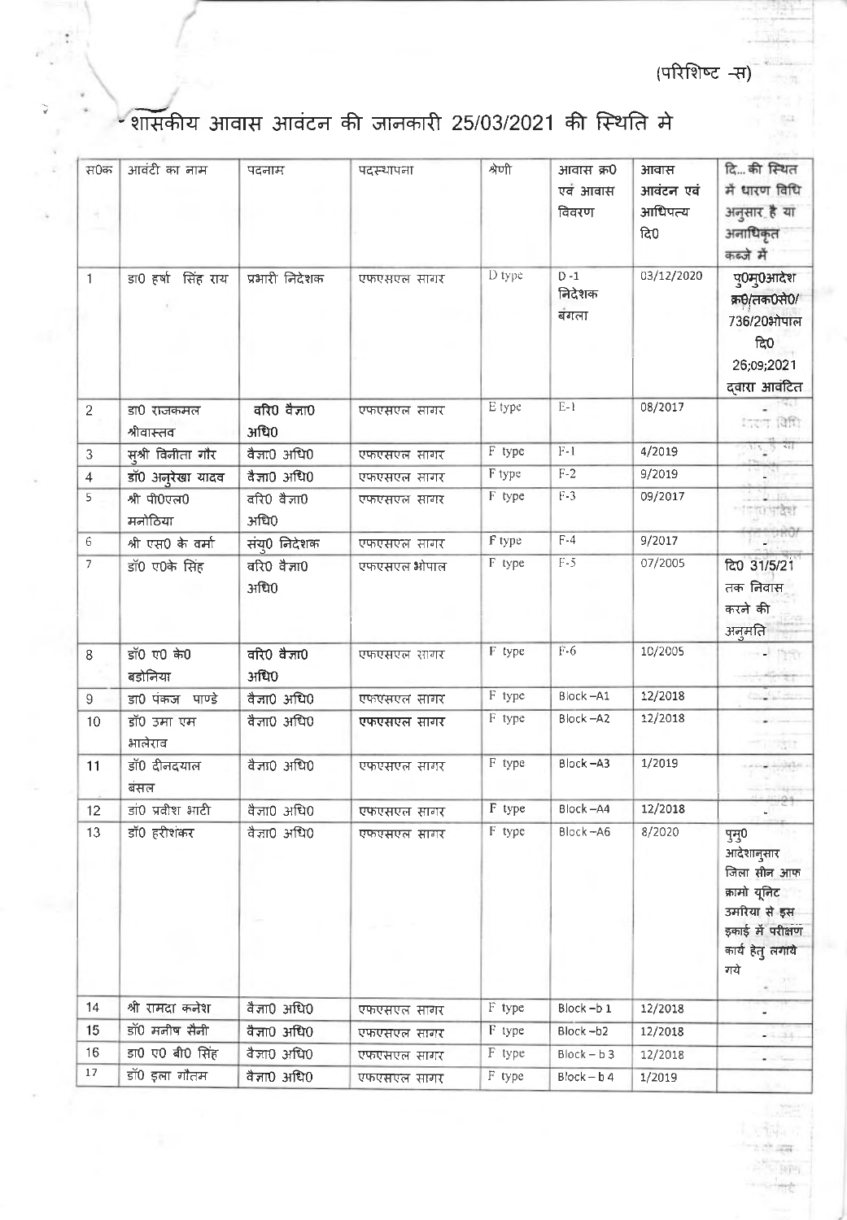(परिशिष्ट -स)

# शासकीय आवास आवंटन की जानकारी 25/03/2021 की स्थिति मे

| स0क | आवंटी का नाम | पदनाम | पदस्थापना | श्रेणी | आवास क्र0 एवं आवास विवरण | आवास आवंटन एवं आधिपत्य दि0 | दि... की स्थित में धारण विधि अनुसार है या अनाधिकृत कब्जे में |
|---|---|---|---|---|---|---|---|
| 1 | डा0 हर्षा सिंह राय | प्रभारी निदेशक | एफएसएल सागर | D type | D -1 निदेशक बंगला | 03/12/2020 | पु0मु0आदेश क्र0/तक0से0/ 736/20भोपाल दि0 26;09;2021 द्वारा आवंटित |
| 2 | डा0 राजकमल श्रीवास्तव | वरि0 वैज्ञा0 अधि0 | एफएसएल सागर | E type | E-1 | 08/2017 | - |
| 3 | सुश्री विनीता गौर | वैज्ञा0 अधि0 | एफएसएल सागर | F type | F-1 | 4/2019 | |
| 4 | डॉ0 अनुरेखा यादव | वैज्ञा0 अधि0 | एफएसएल सागर | F type | F-2 | 9/2019 | |
| 5 | श्री पी0एल0 मनोठिया | वरि0 वैज्ञा0 अधि0 | एफएसएल सागर | F type | F-3 | 09/2017 | |
| 6 | श्री एस0 के वर्मा | संयु0 निदेशक | एफएसएल सागर | F type | F-4 | 9/2017 | - |
| 7 | डॉ0 ए0के सिंह | वरि0 वैज्ञा0 अधि0 | एफएसएल भोपाल | F type | F-5 | 07/2005 | दि0 31/5/21 तक निवास करने की अनुमति |
| 8 | डॉ0 ए0 के0 बडोनिया | वरि0 वैज्ञा0 अधि0 | एफएसएल सागर | F type | F-6 | 10/2005 | - |
| 9 | डा0 पंकज पाण्डे | वैज्ञा0 अधि0 | एफएसएल सागर | F type | Block –A1 | 12/2018 | - |
| 10 | डॉ0 उमा एम भालेराव | वैज्ञा0 अधि0 | एफएसएल सागर | F type | Block –A2 | 12/2018 | - |
| 11 | डॉ0 दीनदयाल बंसल | वैज्ञा0 अधि0 | एफएसएल सागर | F type | Block –A3 | 1/2019 | - |
| 12 | डां0 प्रवीश भाटी | वैज्ञा0 अधि0 | एफएसएल सागर | F type | Block –A4 | 12/2018 | - |
| 13 | डॉ0 हरीशंकर | वैज्ञा0 अधि0 | एफएसएल सागर | F type | Block –A6 | 8/2020 | पुमु0 आदेशानुसार जिला सीन आफ क्रामो यूनिट उमरिया से इस इकाई में परीक्षण कार्य हेतु लगाये गये |
| 14 | श्री रामदा कनेश | वैज्ञा0 अधि0 | एफएसएल सागर | F type | Block –b 1 | 12/2018 | - |
| 15 | डॉ0 मनीष सैनी | वैज्ञा0 अधि0 | एफएसएल सागर | F type | Block –b2 | 12/2018 | - |
| 16 | डा0 ए0 बी0 सिंह | वैज्ञा0 अधि0 | एफएसएल सागर | F type | Block – b 3 | 12/2018 | - |
| 17 | डॉ0 इला गौतम | वैज्ञा0 अधि0 | एफएसएल सागर | F type | Block – b 4 | 1/2019 | |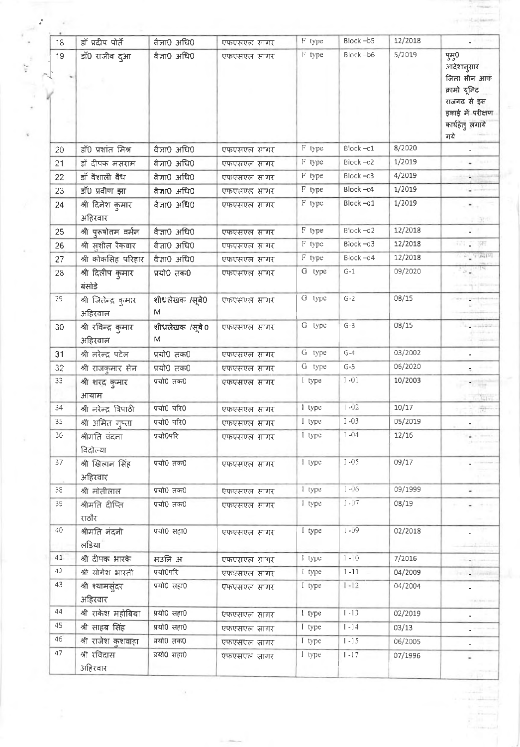| 18 | डॉ प्रदीप पोर्ते | वैज्ञा0 अधि0 | एफएसएल सागर | F type | Block –b5 | 12/2018 | - |
|---|---|---|---|---|---|---|---|
| 19 | डॉ0 राजीव दुआ | वैज्ञा0 अधि0 | एफएसएल सागर | F type | Block –b6 | 5/2019 | पुमु0 आदेशानुसार जिला सीन आफ क्रामो यूनिट राजगढ से इस इकाई में परीक्षण कार्यहेतु लगाये गये |
| 20 | डॉ0 प्रशांत मिश्र | वैज्ञा0 अधि0 | एफएसएल सागर | F type | Block –c1 | 8/2020 | - |
| 21 | डॉ दीपक मसराम | वैज्ञा0 अधि0 | एफएसएल सागर | F type | Block –c2 | 1/2019 | - |
| 22 | डॉ वैशाली वैद्य | वैज्ञा0 अधि0 | एफएसएल सागर | F type | Block –c3 | 4/2019 | - |
| 23 | डॉ0 प्रवीण झा | वैज्ञा0 अधि0 | एफएसएल सागर | F type | Block –c4 | 1/2019 | - |
| 24 | श्री दिनेश कुमार अहिरवार | वैज्ञा0 अधि0 | एफएसएल सागर | F type | Block –d1 | 1/2019 | - |
| 25 | श्री पुरूषोत्तम वर्मन | वैज्ञा0 अधि0 | एफएसएल सागर | F type | Block –d2 | 12/2018 | - |
| 26 | श्री सुशील रैकवार | वैज्ञा0 अधि0 | एफएसएल सागर | F type | Block –d3 | 12/2018 | - |
| 27 | श्री कोकसिंह परिहार | वैज्ञा0 अधि0 | एफएसएल सागर | F type | Block –d4 | 12/2018 | - |
| 28 | श्री दिलीप कुमार बंसोडे | प्रयो0 तक0 | एफएसएल सागर | G type | G-1 | 09/2020 | - |
| 29 | श्री जितेन्द्र कुमार अहिरवाल | शीघ्रलेखक /सूबे0 M | एफएसएल सागर | G type | G-2 | 08/15 | - |
| 30 | श्री रविन्द्र कुमार अहिरवाल | शीघ्रलेखक /सूबे0 M | एफएसएल सागर | G type | G-3 | 08/15 | - |
| 31 | श्री नरेन्द्र पटेल | प्रयो0 तक0 | एफएसएल सागर | G type | G-4 | 03/2002 | - |
| 32 | श्री राजकुमार सेन | प्रयो0 तक0 | एफएसएल सागर | G type | G-5 | 06/2020 | - |
| 33 | श्री शरद कुमार आयाम | प्रयो0 तक0 | एफएसएल सागर | I type | I -01 | 10/2003 | - |
| 34 | श्री नरेन्द्र त्रिपाठी | प्रयो0 परि0 | एफएसएल सागर | I type | I -02 | 10/17 | - |
| 35 | श्री अमित गुप्ता | प्रयो0 परि0 | एफएसएल सागर | I type | I -03 | 05/2019 | - |
| 36 | श्रीमति वंदना विदोल्या | प्रयो0परि | एफएसएल सागर | I type | I -04 | 12/16 | - |
| 37 | श्री खिलान सिंह अहिरवार | प्रयो0 तक0 | एफएसएल सागर | I type | I -05 | 09/17 | - |
| 38 | श्री मोतीलाल | प्रयो0 तक0 | एफएसएल सागर | I type | I -06 | 09/1999 | - |
| 39 | श्रीमति दीप्ति राठौर | प्रयो0 तक0 | एफएसएल सागर | I type | I -07 | 08/19 | - |
| 40 | श्रीमति नंदनी लडिया | प्रयो0 सहा0 | एफएसएल सागर | I type | I -09 | 02/2018 | - |
| 41 | श्री दीपक भारके | सउनि अ | एफएसएल सागर | I type | I -10 | 7/2016 | - |
| 42 | श्री योगेश भारती | प्रयो0परि | एफएसएल सागर | I type | I -11 | 04/2009 | - |
| 43 | श्री श्यामसुंदर अहिरवार | प्रयो0 सहा0 | एफएसएल सागर | I type | I -12 | 04/2004 | - |
| 44 | श्री राकेश महोबिया | प्रयो0 सहा0 | एफएसएल सागर | I type | I -13 | 02/2019 | - |
| 45 | श्री साहब सिंह | प्रयो0 सहा0 | एफएसएल सागर | I type | I -14 | 03/13 | - |
| 46 | श्री राजेश कुशवाहा | प्रयो0 तक0 | एफएसएल सागर | I type | I -15 | 06/2005 | - |
| 47 | श्री रविदास अहिरवार | प्रयो0 सहा0 | एफएसएल सागर | I type | I -17 | 07/1996 | - |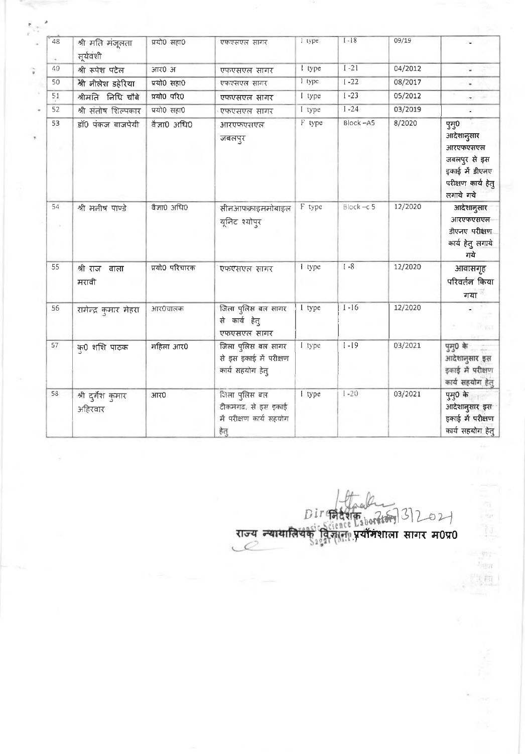| | | | | | | | |
|---|---|---|---|---|---|---|---|
| 48 | श्री मति मंजूलता सूर्यवंशी | प्रयो0 सहा0 | एफएसएल सागर | I type | I -18 | 09/19 | - |
| 49 | श्री रूपेश पटेल | आर0 अ | एफएसएल सागर | I type | I -21 | 04/2012 | - |
| 50 | श्री नीलेश डहेरिया | प्रयो0 सहा0 | एफएसएल सागर | I type | I -22 | 08/2017 | - |
| 51 | श्रीमति निधि चौबे | प्रयो0 परि0 | एफएसएल सागर | I type | I -23 | 05/2012 | - |
| 52 | श्री संतोष शिल्पकार | प्रयो0 सहा0 | एफएसएल सागर | I type | I -24 | 03/2019 | - |
| 53 | डॉ0 पंकज बाजपेयी | वैज्ञा0 अधि0 | आरएफएसएल जबलपुर | F type | Block –A5 | 8/2020 | पुमु0 आदेशानुसार आरएफएसएल जबलपुर से इस इकाई में डीएनए परीक्षण कार्य हेतु लगाये गये |
| 54 | श्री मनीष पाण्डे | वैज्ञा0 अधि0 | सीनआफक्राइममोबाइल यूनिट श्योपुर | F type | Block –c 5 | 12/2020 | आदेशानुसार आरएफएसएल डीएनए परीक्षण कार्य हेतु लगाये गये |
| 55 | श्री राज वाला मरावी | प्रयो0 परिचारक | एफएसएल सागर | I type | I -8 | 12/2020 | आवासगृह परिवर्तन किया गया |
| 56 | रामेन्द्र कुमार मेहरा | आर0चालक | जिला पुलिस बल सागर से कार्य हेतु एफएसएल सागर | I type | I -16 | 12/2020 | - |
| 57 | कु0 शशि पाठक | महिला आर0 | जिला पुलिस बल सागर से इस इकाई में परीक्षण कार्य सहयोग हेतु | I type | I -19 | 03/2021 | पुमु0 के आदेशानुसार इस इकाई में परीक्षण कार्य सहयोग हेतु |
| 58 | श्री दुर्गेश कुमार अहिरवार | आर0 | जिला पुलिस बल टीकमगढ, से इस इकाई में परीक्षण कार्य सहयोग हेतु | I type | I -20 | 03/2021 | पुमु0 के आदेशानुसार इस इकाई में परीक्षण कार्य सहयोग हेतु |

25/3/2021

निदेशक

राज्य न्यायालियक विज्ञान प्रयोगशाला सागर म0प्र0